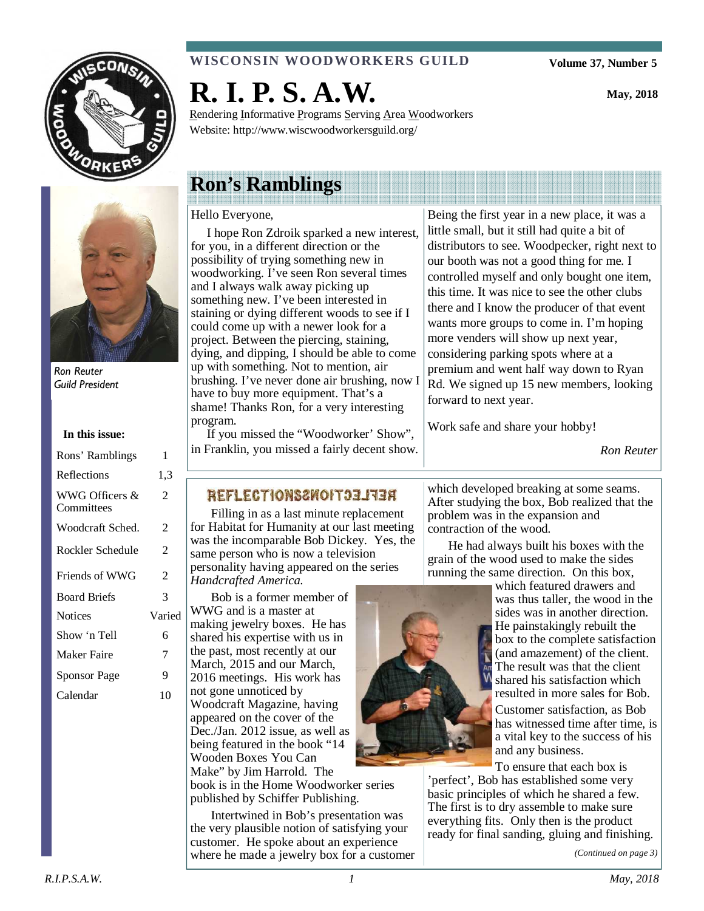WISCONSIN WOODWORKERS GUILD

Volume 37, Number 5

May, 2018

# R. I. P. S. A.W.

Rendering Informative Programs Serving Area Woodworkers
Website: http://www.wiscwoodworkersguild.org/

*Ron Reuter*
*Guild President*

**In this issue:**

| | |
|---|---|
| Rons' Ramblings | 1 |
| Reflections | 1,3 |
| WWG Officers & Committees | 2 |
| Woodcraft Sched. | 2 |
| Rockler Schedule | 2 |
| Friends of WWG | 2 |
| Board Briefs | 3 |
| Notices | Varied |
| Show 'n Tell | 6 |
| Maker Faire | 7 |
| Sponsor Page | 9 |
| Calendar | 10 |

## Ron's Ramblings

Hello Everyone,

I hope Ron Zdroik sparked a new interest, for you, in a different direction or the possibility of trying something new in woodworking. I've seen Ron several times and I always walk away picking up something new. I've been interested in staining or dying different woods to see if I could come up with a newer look for a project. Between the piercing, staining, dying, and dipping, I should be able to come up with something. Not to mention, air brushing. I've never done air brushing, now I have to buy more equipment. That's a shame! Thanks Ron, for a very interesting program.

If you missed the "Woodworker' Show", in Franklin, you missed a fairly decent show. Being the first year in a new place, it was a little small, but it still had quite a bit of distributors to see. Woodpecker, right next to our booth was not a good thing for me. I controlled myself and only bought one item, this time. It was nice to see the other clubs there and I know the producer of that event wants more groups to come in. I'm hoping more venders will show up next year, considering parking spots where at a premium and went half way down to Ryan Rd. We signed up 15 new members, looking forward to next year.

Work safe and share your hobby!

*Ron Reuter*

## REFLECTIONS

Filling in as a last minute replacement for Habitat for Humanity at our last meeting was the incomparable Bob Dickey. Yes, the same person who is now a television personality having appeared on the series *Handcrafted America.*

Bob is a former member of WWG and is a master at making jewelry boxes. He has shared his expertise with us in the past, most recently at our March, 2015 and our March, 2016 meetings. His work has not gone unnoticed by Woodcraft Magazine, having appeared on the cover of the Dec./Jan. 2012 issue, as well as being featured in the book "14 Wooden Boxes You Can Make" by Jim Harrold. The book is in the Home Woodworker series published by Schiffer Publishing.

Intertwined in Bob's presentation was the very plausible notion of satisfying your customer. He spoke about an experience where he made a jewelry box for a customer which developed breaking at some seams. After studying the box, Bob realized that the problem was in the expansion and contraction of the wood.

He had always built his boxes with the grain of the wood used to make the sides running the same direction. On this box, which featured drawers and was thus taller, the wood in the sides was in another direction. He painstakingly rebuilt the box to the complete satisfaction (and amazement) of the client. The result was that the client shared his satisfaction which resulted in more sales for Bob.

Customer satisfaction, as Bob has witnessed time after time, is a vital key to the success of his and any business.

To ensure that each box is 'perfect', Bob has established some very basic principles of which he shared a few. The first is to dry assemble to make sure everything fits. Only then is the product ready for final sanding, gluing and finishing.

*(Continued on page 3)*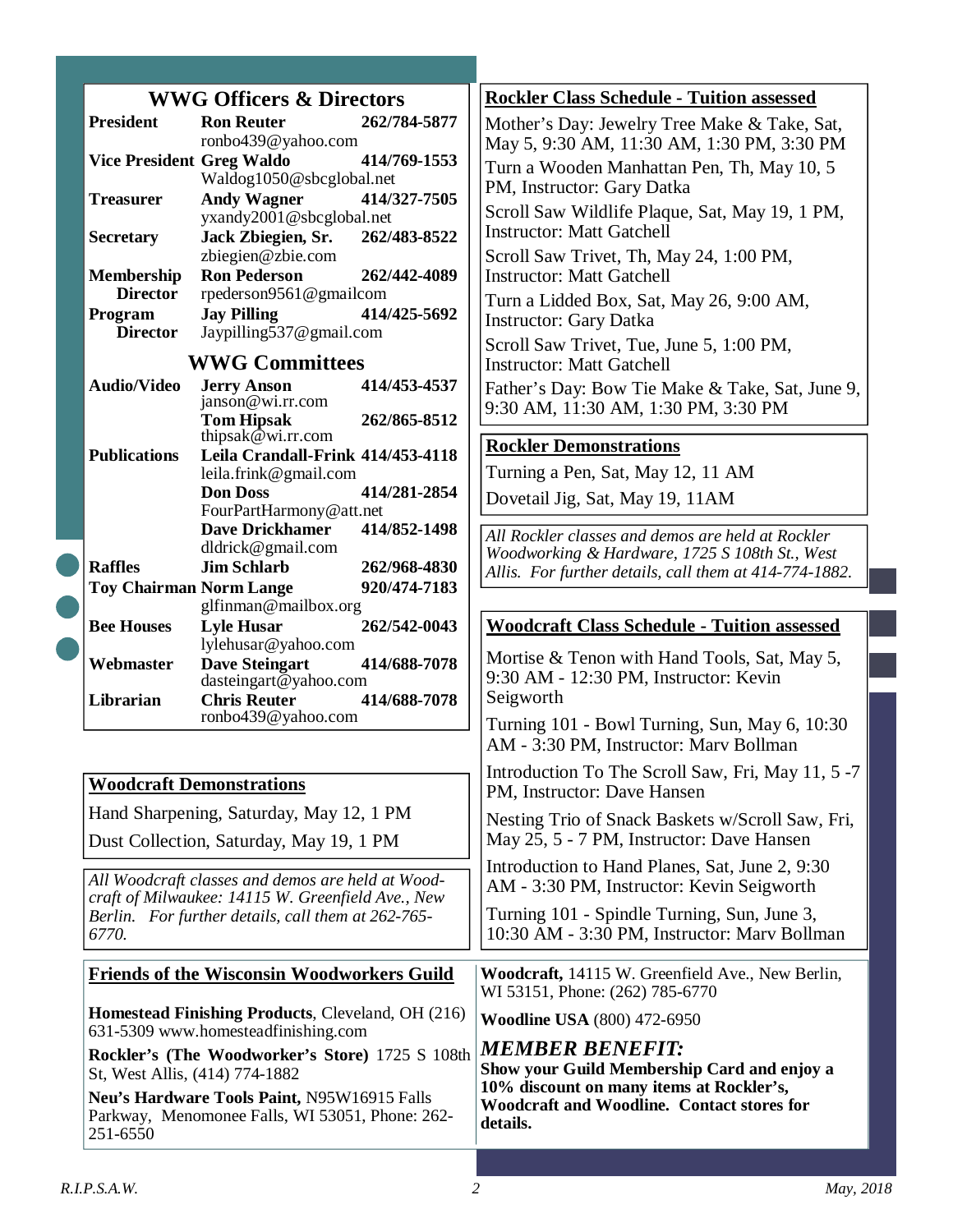## WWG Officers & Directors

| Position | Name / Email | Phone |
|---|---|---|
| **President** | **Ron Reuter** ronbo439@yahoo.com | **262/784-5877** |
| **Vice President** | **Greg Waldo** Waldog1050@sbcglobal.net | **414/769-1553** |
| **Treasurer** | **Andy Wagner** yxandy2001@sbcglobal.net | **414/327-7505** |
| **Secretary** | **Jack Zbiegien, Sr.** zbiegien@zbie.com | **262/483-8522** |
| **Membership Director** | **Ron Pederson** rpederson9561@gmailcom | **262/442-4089** |
| **Program Director** | **Jay Pilling** Jaypilling537@gmail.com | **414/425-5692** |

## WWG Committees

| Committee | Name / Email | Phone |
|---|---|---|
| **Audio/Video** | **Jerry Anson** janson@wi.rr.com | **414/453-4537** |
| | **Tom Hipsak** thipsak@wi.rr.com | **262/865-8512** |
| **Publications** | **Leila Crandall-Frink** leila.frink@gmail.com | **414/453-4118** |
| | **Don Doss** FourPartHarmony@att.net | **414/281-2854** |
| | **Dave Drickhamer** dldrick@gmail.com | **414/852-1498** |
| **Raffles** | **Jim Schlarb** | **262/968-4830** |
| **Toy Chairman** | **Norm Lange** glfinman@mailbox.org | **920/474-7183** |
| **Bee Houses** | **Lyle Husar** lylehusar@yahoo.com | **262/542-0043** |
| **Webmaster** | **Dave Steingart** dasteingart@yahoo.com | **414/688-7078** |
| **Librarian** | **Chris Reuter** ronbo439@yahoo.com | **414/688-7078** |

## Woodcraft Demonstrations

Hand Sharpening, Saturday, May 12, 1 PM

Dust Collection, Saturday, May 19, 1 PM

*All Woodcraft classes and demos are held at Woodcraft of Milwaukee: 14115 W. Greenfield Ave., New Berlin. For further details, call them at 262-765-6770.*

## Rockler Class Schedule - Tuition assessed

Mother's Day: Jewelry Tree Make & Take, Sat, May 5, 9:30 AM, 11:30 AM, 1:30 PM, 3:30 PM

Turn a Wooden Manhattan Pen, Th, May 10, 5 PM, Instructor: Gary Datka

Scroll Saw Wildlife Plaque, Sat, May 19, 1 PM, Instructor: Matt Gatchell

Scroll Saw Trivet, Th, May 24, 1:00 PM, Instructor: Matt Gatchell

Turn a Lidded Box, Sat, May 26, 9:00 AM, Instructor: Gary Datka

Scroll Saw Trivet, Tue, June 5, 1:00 PM, Instructor: Matt Gatchell

Father's Day: Bow Tie Make & Take, Sat, June 9, 9:30 AM, 11:30 AM, 1:30 PM, 3:30 PM

## Rockler Demonstrations

Turning a Pen, Sat, May 12, 11 AM

Dovetail Jig, Sat, May 19, 11AM

*All Rockler classes and demos are held at Rockler Woodworking & Hardware, 1725 S 108th St., West Allis. For further details, call them at 414-774-1882.*

## Woodcraft Class Schedule - Tuition assessed

Mortise & Tenon with Hand Tools, Sat, May 5, 9:30 AM - 12:30 PM, Instructor: Kevin Seigworth

Turning 101 - Bowl Turning, Sun, May 6, 10:30 AM - 3:30 PM, Instructor: Marv Bollman

Introduction To The Scroll Saw, Fri, May 11, 5 -7 PM, Instructor: Dave Hansen

Nesting Trio of Snack Baskets w/Scroll Saw, Fri, May 25, 5 - 7 PM, Instructor: Dave Hansen

Introduction to Hand Planes, Sat, June 2, 9:30 AM - 3:30 PM, Instructor: Kevin Seigworth

Turning 101 - Spindle Turning, Sun, June 3, 10:30 AM - 3:30 PM, Instructor: Marv Bollman

## Friends of the Wisconsin Woodworkers Guild

**Homestead Finishing Products**, Cleveland, OH (216) 631-5309 www.homesteadfinishing.com

**Rockler's (The Woodworker's Store)** 1725 S 108th St, West Allis, (414) 774-1882

**Neu's Hardware Tools Paint,** N95W16915 Falls Parkway, Menomonee Falls, WI 53051, Phone: 262-251-6550

**Woodcraft,** 14115 W. Greenfield Ave., New Berlin, WI 53151, Phone: (262) 785-6770

**Woodline USA** (800) 472-6950

***MEMBER BENEFIT:***
**Show your Guild Membership Card and enjoy a 10% discount on many items at Rockler's, Woodcraft and Woodline. Contact stores for details.**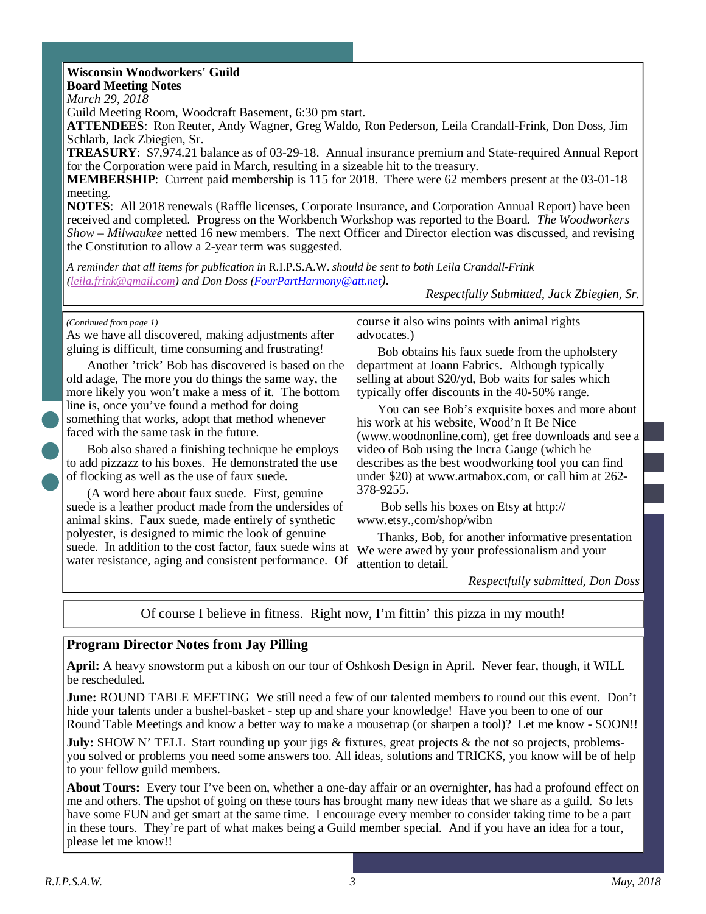**Wisconsin Woodworkers' Guild**
**Board Meeting Notes**
*March 29, 2018*
Guild Meeting Room, Woodcraft Basement, 6:30 pm start.
**ATTENDEES**: Ron Reuter, Andy Wagner, Greg Waldo, Ron Pederson, Leila Crandall-Frink, Don Doss, Jim Schlarb, Jack Zbiegien, Sr.
**TREASURY**: $7,974.21 balance as of 03-29-18. Annual insurance premium and State-required Annual Report for the Corporation were paid in March, resulting in a sizeable hit to the treasury.
**MEMBERSHIP**: Current paid membership is 115 for 2018. There were 62 members present at the 03-01-18 meeting.
**NOTES**: All 2018 renewals (Raffle licenses, Corporate Insurance, and Corporation Annual Report) have been received and completed. Progress on the Workbench Workshop was reported to the Board. *The Woodworkers Show – Milwaukee* netted 16 new members. The next Officer and Director election was discussed, and revising the Constitution to allow a 2-year term was suggested.

*A reminder that all items for publication in* R.I.P.S.A.W. *should be sent to both Leila Crandall-Frink (leila.frink@gmail.com) and Don Doss (FourPartHarmony@att.net).*

*Respectfully Submitted, Jack Zbiegien, Sr.*

---

*(Continued from page 1)*
As we have all discovered, making adjustments after gluing is difficult, time consuming and frustrating!

Another 'trick' Bob has discovered is based on the old adage, The more you do things the same way, the more likely you won't make a mess of it. The bottom line is, once you've found a method for doing something that works, adopt that method whenever faced with the same task in the future.

Bob also shared a finishing technique he employs to add pizzazz to his boxes. He demonstrated the use of flocking as well as the use of faux suede.

(A word here about faux suede. First, genuine suede is a leather product made from the undersides of animal skins. Faux suede, made entirely of synthetic polyester, is designed to mimic the look of genuine suede. In addition to the cost factor, faux suede wins at water resistance, aging and consistent performance. Of course it also wins points with animal rights advocates.)

Bob obtains his faux suede from the upholstery department at Joann Fabrics. Although typically selling at about $20/yd, Bob waits for sales which typically offer discounts in the 40-50% range.

You can see Bob's exquisite boxes and more about his work at his website, Wood'n It Be Nice (www.woodnonline.com), get free downloads and see a video of Bob using the Incra Gauge (which he describes as the best woodworking tool you can find under $20) at www.artnabox.com, or call him at 262-378-9255.

Bob sells his boxes on Etsy at http://www.etsy.,com/shop/wibn

Thanks, Bob, for another informative presentation We were awed by your professionalism and your attention to detail.

*Respectfully submitted, Don Doss*

---

Of course I believe in fitness. Right now, I'm fittin' this pizza in my mouth!

---

**Program Director Notes from Jay Pilling**

**April:** A heavy snowstorm put a kibosh on our tour of Oshkosh Design in April. Never fear, though, it WILL be rescheduled.

**June:** ROUND TABLE MEETING We still need a few of our talented members to round out this event. Don't hide your talents under a bushel-basket - step up and share your knowledge! Have you been to one of our Round Table Meetings and know a better way to make a mousetrap (or sharpen a tool)? Let me know - SOON!!

**July:** SHOW N' TELL Start rounding up your jigs & fixtures, great projects & the not so projects, problems-you solved or problems you need some answers too. All ideas, solutions and TRICKS, you know will be of help to your fellow guild members.

**About Tours:** Every tour I've been on, whether a one-day affair or an overnighter, has had a profound effect on me and others. The upshot of going on these tours has brought many new ideas that we share as a guild. So lets have some FUN and get smart at the same time. I encourage every member to consider taking time to be a part in these tours. They're part of what makes being a Guild member special. And if you have an idea for a tour, please let me know!!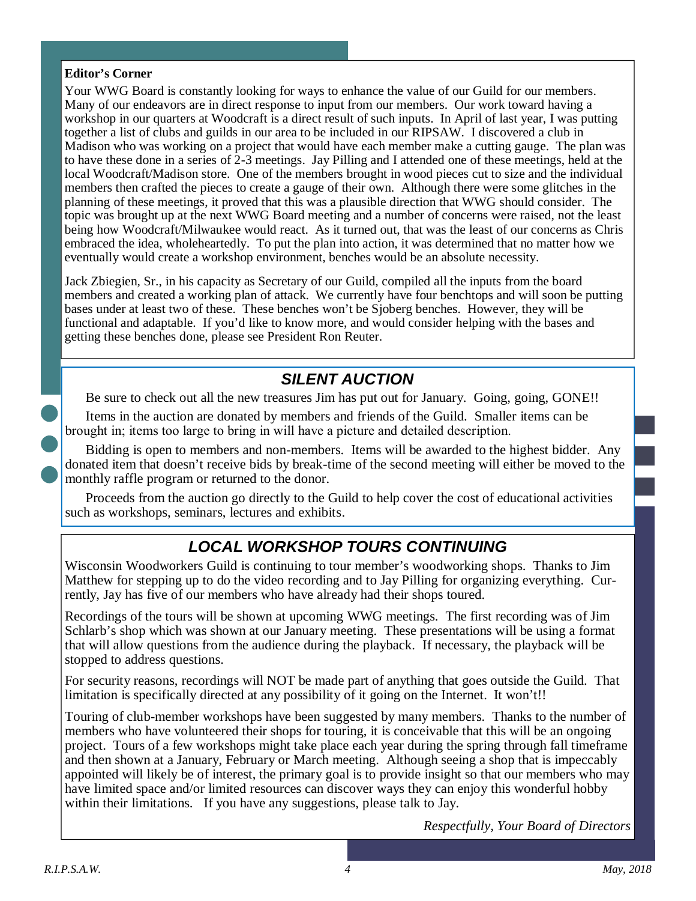**Editor's Corner**

Your WWG Board is constantly looking for ways to enhance the value of our Guild for our members. Many of our endeavors are in direct response to input from our members. Our work toward having a workshop in our quarters at Woodcraft is a direct result of such inputs. In April of last year, I was putting together a list of clubs and guilds in our area to be included in our RIPSAW. I discovered a club in Madison who was working on a project that would have each member make a cutting gauge. The plan was to have these done in a series of 2-3 meetings. Jay Pilling and I attended one of these meetings, held at the local Woodcraft/Madison store. One of the members brought in wood pieces cut to size and the individual members then crafted the pieces to create a gauge of their own. Although there were some glitches in the planning of these meetings, it proved that this was a plausible direction that WWG should consider. The topic was brought up at the next WWG Board meeting and a number of concerns were raised, not the least being how Woodcraft/Milwaukee would react. As it turned out, that was the least of our concerns as Chris embraced the idea, wholeheartedly. To put the plan into action, it was determined that no matter how we eventually would create a workshop environment, benches would be an absolute necessity.

Jack Zbiegien, Sr., in his capacity as Secretary of our Guild, compiled all the inputs from the board members and created a working plan of attack. We currently have four benchtops and will soon be putting bases under at least two of these. These benches won't be Sjoberg benches. However, they will be functional and adaptable. If you'd like to know more, and would consider helping with the bases and getting these benches done, please see President Ron Reuter.

## SILENT AUCTION

Be sure to check out all the new treasures Jim has put out for January. Going, going, GONE!!

Items in the auction are donated by members and friends of the Guild. Smaller items can be brought in; items too large to bring in will have a picture and detailed description.

Bidding is open to members and non-members. Items will be awarded to the highest bidder. Any donated item that doesn't receive bids by break-time of the second meeting will either be moved to the monthly raffle program or returned to the donor.

Proceeds from the auction go directly to the Guild to help cover the cost of educational activities such as workshops, seminars, lectures and exhibits.

## LOCAL WORKSHOP TOURS CONTINUING

Wisconsin Woodworkers Guild is continuing to tour member's woodworking shops. Thanks to Jim Matthew for stepping up to do the video recording and to Jay Pilling for organizing everything. Currently, Jay has five of our members who have already had their shops toured.

Recordings of the tours will be shown at upcoming WWG meetings. The first recording was of Jim Schlarb's shop which was shown at our January meeting. These presentations will be using a format that will allow questions from the audience during the playback. If necessary, the playback will be stopped to address questions.

For security reasons, recordings will NOT be made part of anything that goes outside the Guild. That limitation is specifically directed at any possibility of it going on the Internet. It won't!!

Touring of club-member workshops have been suggested by many members. Thanks to the number of members who have volunteered their shops for touring, it is conceivable that this will be an ongoing project. Tours of a few workshops might take place each year during the spring through fall timeframe and then shown at a January, February or March meeting. Although seeing a shop that is impeccably appointed will likely be of interest, the primary goal is to provide insight so that our members who may have limited space and/or limited resources can discover ways they can enjoy this wonderful hobby within their limitations. If you have any suggestions, please talk to Jay.

*Respectfully, Your Board of Directors*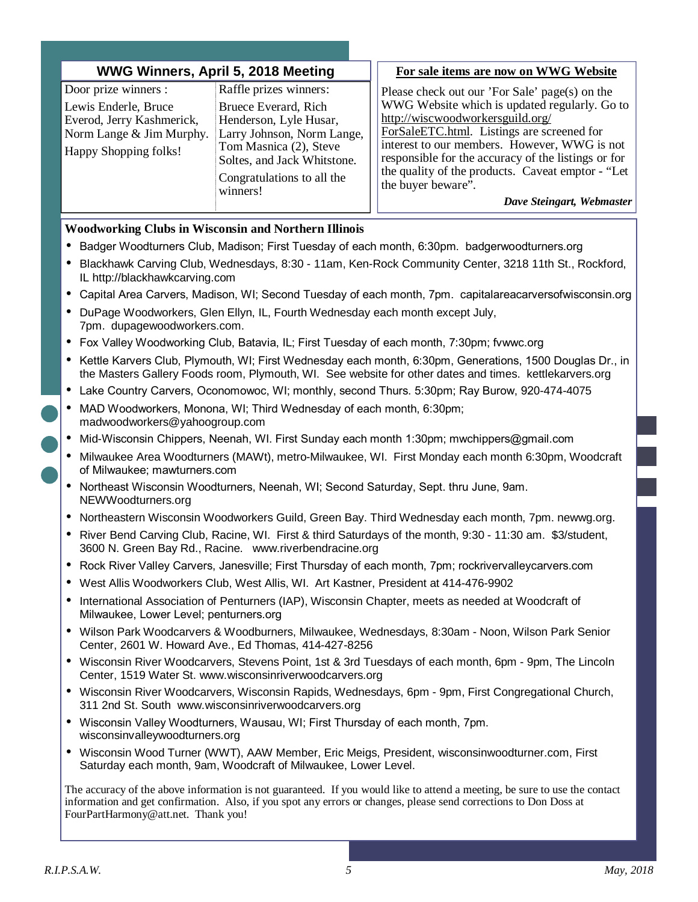## WWG Winners, April 5, 2018 Meeting

Door prize winners :

Lewis Enderle, Bruce Everod, Jerry Kashmerick, Norm Lange & Jim Murphy.

Happy Shopping folks!

Raffle prizes winners:

Bruece Everard, Rich Henderson, Lyle Husar, Larry Johnson, Norm Lange, Tom Masnica (2), Steve Soltes, and Jack Whitstone.

Congratulations to all the winners!

## For sale items are now on WWG Website

Please check out our 'For Sale' page(s) on the WWG Website which is updated regularly. Go to http://wiscwoodworkersguild.org/ForSaleETC.html. Listings are screened for interest to our members. However, WWG is not responsible for the accuracy of the listings or for the quality of the products. Caveat emptor - "Let the buyer beware".

***Dave Steingart, Webmaster***

## Woodworking Clubs in Wisconsin and Northern Illinois

- Badger Woodturners Club, Madison; First Tuesday of each month, 6:30pm. badgerwoodturners.org
- Blackhawk Carving Club, Wednesdays, 8:30 - 11am, Ken-Rock Community Center, 3218 11th St., Rockford, IL http://blackhawkcarving.com
- Capital Area Carvers, Madison, WI; Second Tuesday of each month, 7pm. capitalareacarversofwisconsin.org
- DuPage Woodworkers, Glen Ellyn, IL, Fourth Wednesday each month except July, 7pm. dupagewoodworkers.com.
- Fox Valley Woodworking Club, Batavia, IL; First Tuesday of each month, 7:30pm; fvwwc.org
- Kettle Karvers Club, Plymouth, WI; First Wednesday each month, 6:30pm, Generations, 1500 Douglas Dr., in the Masters Gallery Foods room, Plymouth, WI. See website for other dates and times. kettlekarvers.org
- Lake Country Carvers, Oconomowoc, WI; monthly, second Thurs. 5:30pm; Ray Burow, 920-474-4075
- MAD Woodworkers, Monona, WI; Third Wednesday of each month, 6:30pm; madwoodworkers@yahoogroup.com
- Mid-Wisconsin Chippers, Neenah, WI. First Sunday each month 1:30pm; mwchippers@gmail.com
- Milwaukee Area Woodturners (MAWt), metro-Milwaukee, WI. First Monday each month 6:30pm, Woodcraft of Milwaukee; mawturners.com
- Northeast Wisconsin Woodturners, Neenah, WI; Second Saturday, Sept. thru June, 9am. NEWWoodturners.org
- Northeastern Wisconsin Woodworkers Guild, Green Bay. Third Wednesday each month, 7pm. newwg.org.
- River Bend Carving Club, Racine, WI. First & third Saturdays of the month, 9:30 - 11:30 am. $3/student, 3600 N. Green Bay Rd., Racine. www.riverbendracine.org
- Rock River Valley Carvers, Janesville; First Thursday of each month, 7pm; rockrivervalleycarvers.com
- West Allis Woodworkers Club, West Allis, WI. Art Kastner, President at 414-476-9902
- International Association of Penturners (IAP), Wisconsin Chapter, meets as needed at Woodcraft of Milwaukee, Lower Level; penturners.org
- Wilson Park Woodcarvers & Woodburners, Milwaukee, Wednesdays, 8:30am - Noon, Wilson Park Senior Center, 2601 W. Howard Ave., Ed Thomas, 414-427-8256
- Wisconsin River Woodcarvers, Stevens Point, 1st & 3rd Tuesdays of each month, 6pm - 9pm, The Lincoln Center, 1519 Water St. www.wisconsinriverwoodcarvers.org
- Wisconsin River Woodcarvers, Wisconsin Rapids, Wednesdays, 6pm - 9pm, First Congregational Church, 311 2nd St. South www.wisconsinriverwoodcarvers.org
- Wisconsin Valley Woodturners, Wausau, WI; First Thursday of each month, 7pm. wisconsinvalleywoodturners.org
- Wisconsin Wood Turner (WWT), AAW Member, Eric Meigs, President, wisconsinwoodturner.com, First Saturday each month, 9am, Woodcraft of Milwaukee, Lower Level.

The accuracy of the above information is not guaranteed. If you would like to attend a meeting, be sure to use the contact information and get confirmation. Also, if you spot any errors or changes, please send corrections to Don Doss at FourPartHarmony@att.net. Thank you!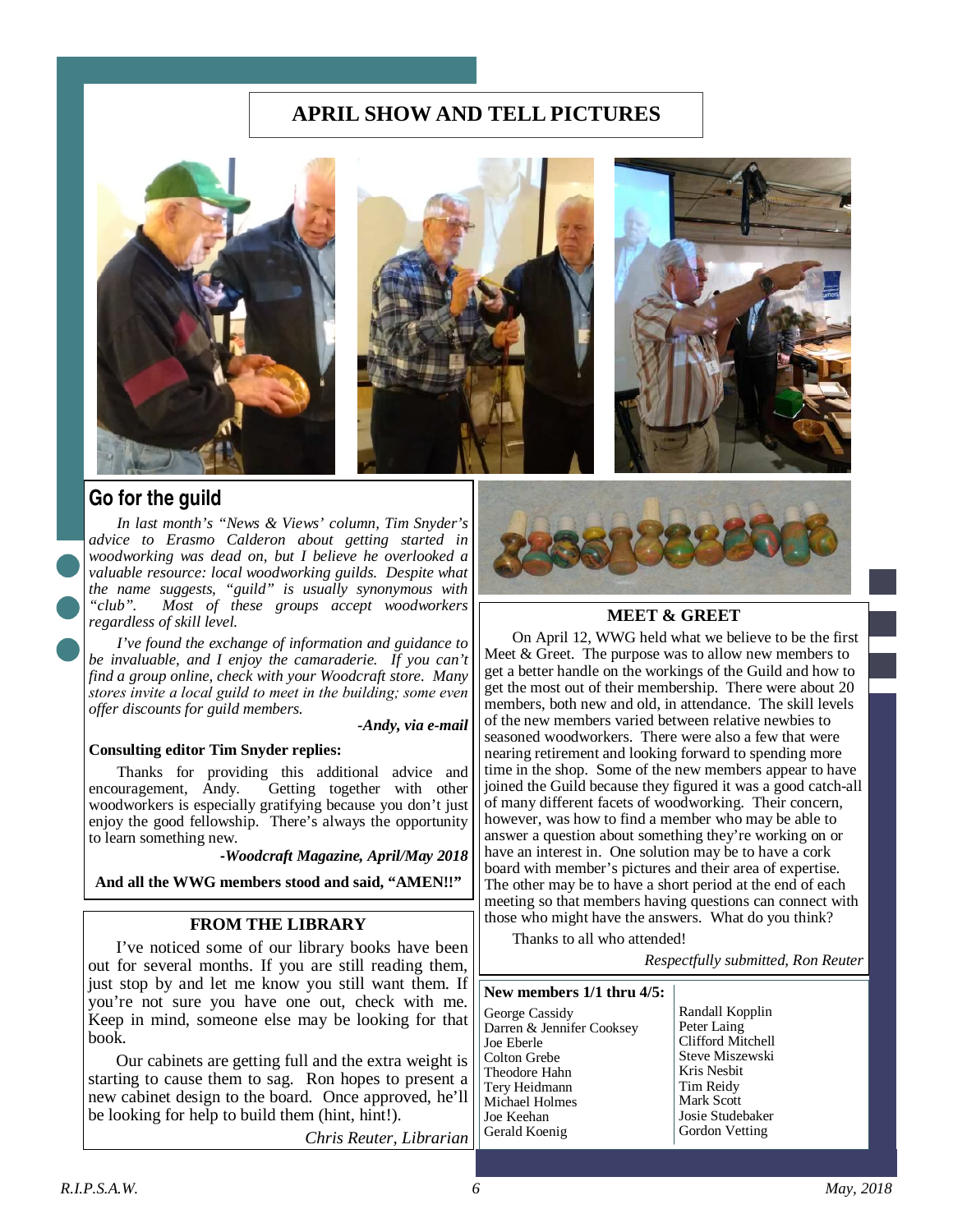# APRIL SHOW AND TELL PICTURES

## Go for the guild

*In last month's "News & Views' column, Tim Snyder's advice to Erasmo Calderon about getting started in woodworking was dead on, but I believe he overlooked a valuable resource: local woodworking guilds. Despite what the name suggests, "guild" is usually synonymous with "club". Most of these groups accept woodworkers regardless of skill level.*

*I've found the exchange of information and guidance to be invaluable, and I enjoy the camaraderie. If you can't find a group online, check with your Woodcraft store. Many stores invite a local guild to meet in the building; some even offer discounts for guild members.*

***-Andy, via e-mail***

**Consulting editor Tim Snyder replies:**

Thanks for providing this additional advice and encouragement, Andy. Getting together with other woodworkers is especially gratifying because you don't just enjoy the good fellowship. There's always the opportunity to learn something new.

***-Woodcraft Magazine, April/May 2018***

**And all the WWG members stood and said, "AMEN!!"**

### FROM THE LIBRARY

I've noticed some of our library books have been out for several months. If you are still reading them, just stop by and let me know you still want them. If you're not sure you have one out, check with me. Keep in mind, someone else may be looking for that book.

Our cabinets are getting full and the extra weight is starting to cause them to sag. Ron hopes to present a new cabinet design to the board. Once approved, he'll be looking for help to build them (hint, hint!).

*Chris Reuter, Librarian*

### MEET & GREET

On April 12, WWG held what we believe to be the first Meet & Greet. The purpose was to allow new members to get a better handle on the workings of the Guild and how to get the most out of their membership. There were about 20 members, both new and old, in attendance. The skill levels of the new members varied between relative newbies to seasoned woodworkers. There were also a few that were nearing retirement and looking forward to spending more time in the shop. Some of the new members appear to have joined the Guild because they figured it was a good catch-all of many different facets of woodworking. Their concern, however, was how to find a member who may be able to answer a question about something they're working on or have an interest in. One solution may be to have a cork board with member's pictures and their area of expertise. The other may be to have a short period at the end of each meeting so that members having questions can connect with those who might have the answers. What do you think?

Thanks to all who attended!

*Respectfully submitted, Ron Reuter*

**New members 1/1 thru 4/5:**

- George Cassidy
- Darren & Jennifer Cooksey
- Joe Eberle
- Colton Grebe
- Theodore Hahn
- Tery Heidmann
- Michael Holmes
- Joe Keehan
- Gerald Koenig
- Randall Kopplin
- Peter Laing
- Clifford Mitchell
- Steve Miszewski
- Kris Nesbit
- Tim Reidy
- Mark Scott
- Josie Studebaker
- Gordon Vetting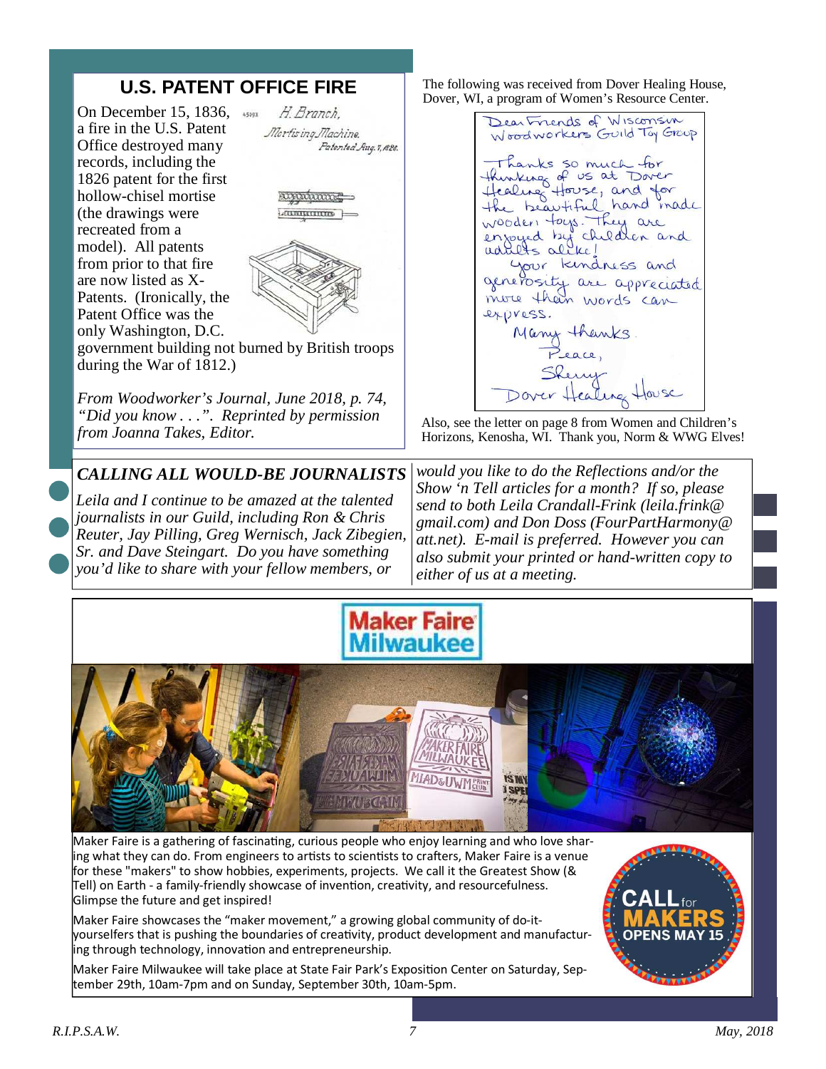## U.S. PATENT OFFICE FIRE

On December 15, 1836, a fire in the U.S. Patent Office destroyed many records, including the 1826 patent for the first hollow-chisel mortise (the drawings were recreated from a model). All patents from prior to that fire are now listed as X-Patents. (Ironically, the Patent Office was the only Washington, D.C. government building not burned by British troops during the War of 1812.)

*From Woodworker's Journal, June 2018, p. 74, "Did you know . . .". Reprinted by permission from Joanna Takes, Editor.*

The following was received from Dover Healing House, Dover, WI, a program of Women's Resource Center.

Dear Friends of Wisconsin Woodworkers Guild Toy Group

Thanks so much for thinking of us at Dover Healing House, and for the beautiful hand made wooden toys. They are enjoyed by children and adults alike!

Your kindness and generosity are appreciated more than words can express.

Many thanks

Peace,

Sherry

Dover Healing House

Also, see the letter on page 8 from Women and Children's Horizons, Kenosha, WI. Thank you, Norm & WWG Elves!

## *CALLING ALL WOULD-BE JOURNALISTS*

*Leila and I continue to be amazed at the talented journalists in our Guild, including Ron & Chris Reuter, Jay Pilling, Greg Wernisch, Jack Zibegien, Sr. and Dave Steingart. Do you have something you'd like to share with your fellow members, or would you like to do the Reflections and/or the Show 'n Tell articles for a month? If so, please send to both Leila Crandall-Frink (leila.frink@gmail.com) and Don Doss (FourPartHarmony@att.net). E-mail is preferred. However you can also submit your printed or hand-written copy to either of us at a meeting.*

## Maker Faire Milwaukee

Maker Faire is a gathering of fascinating, curious people who enjoy learning and who love sharing what they can do. From engineers to artists to scientists to crafters, Maker Faire is a venue for these "makers" to show hobbies, experiments, projects. We call it the Greatest Show (& Tell) on Earth - a family-friendly showcase of invention, creativity, and resourcefulness. Glimpse the future and get inspired!

Maker Faire showcases the "maker movement," a growing global community of do-it-yourselfers that is pushing the boundaries of creativity, product development and manufacturing through technology, innovation and entrepreneurship.

Maker Faire Milwaukee will take place at State Fair Park's Exposition Center on Saturday, September 29th, 10am-7pm and on Sunday, September 30th, 10am-5pm.

CALL for MAKERS OPENS MAY 15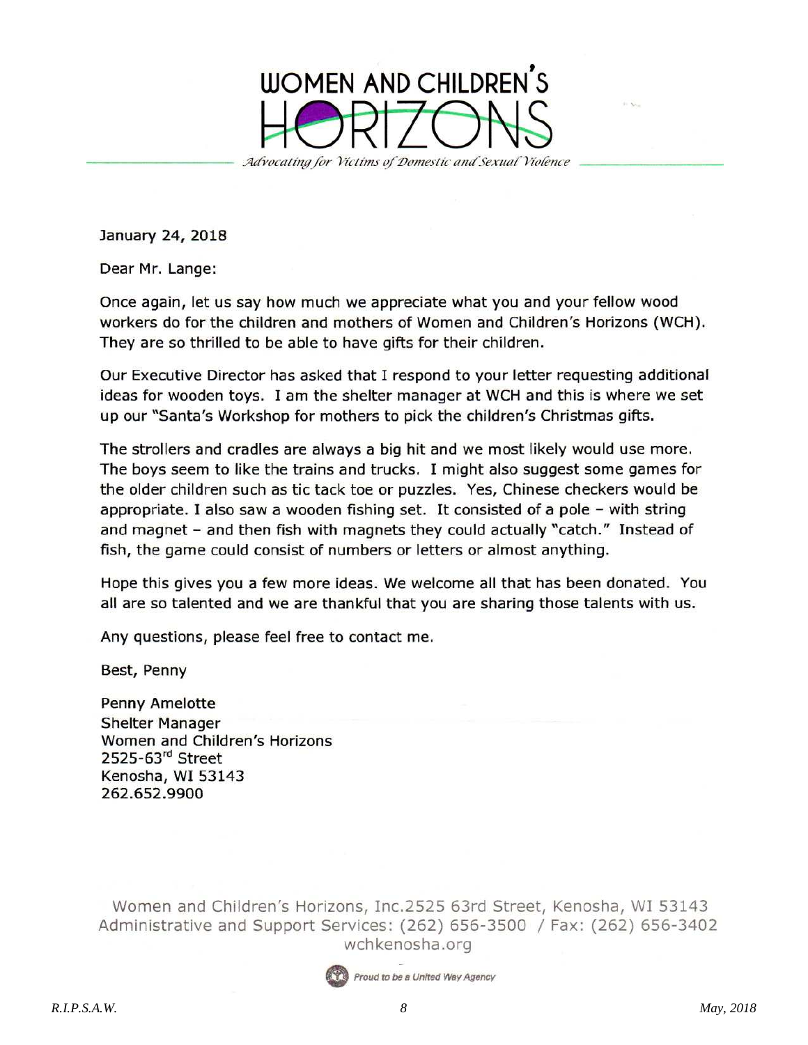# WOMEN AND CHILDREN'S HORIZONS

*Advocating for Victims of Domestic and Sexual Violence*

January 24, 2018

Dear Mr. Lange:

Once again, let us say how much we appreciate what you and your fellow wood workers do for the children and mothers of Women and Children's Horizons (WCH). They are so thrilled to be able to have gifts for their children.

Our Executive Director has asked that I respond to your letter requesting additional ideas for wooden toys. I am the shelter manager at WCH and this is where we set up our "Santa's Workshop for mothers to pick the children's Christmas gifts.

The strollers and cradles are always a big hit and we most likely would use more. The boys seem to like the trains and trucks. I might also suggest some games for the older children such as tic tack toe or puzzles. Yes, Chinese checkers would be appropriate. I also saw a wooden fishing set. It consisted of a pole – with string and magnet – and then fish with magnets they could actually "catch." Instead of fish, the game could consist of numbers or letters or almost anything.

Hope this gives you a few more ideas. We welcome all that has been donated. You all are so talented and we are thankful that you are sharing those talents with us.

Any questions, please feel free to contact me.

Best, Penny

Penny Amelotte
Shelter Manager
Women and Children's Horizons
2525-63rd Street
Kenosha, WI 53143
262.652.9900

Women and Children's Horizons, Inc.2525 63rd Street, Kenosha, WI 53143
Administrative and Support Services: (262) 656-3500 / Fax: (262) 656-3402
wchkenosha.org

*Proud to be a United Way Agency*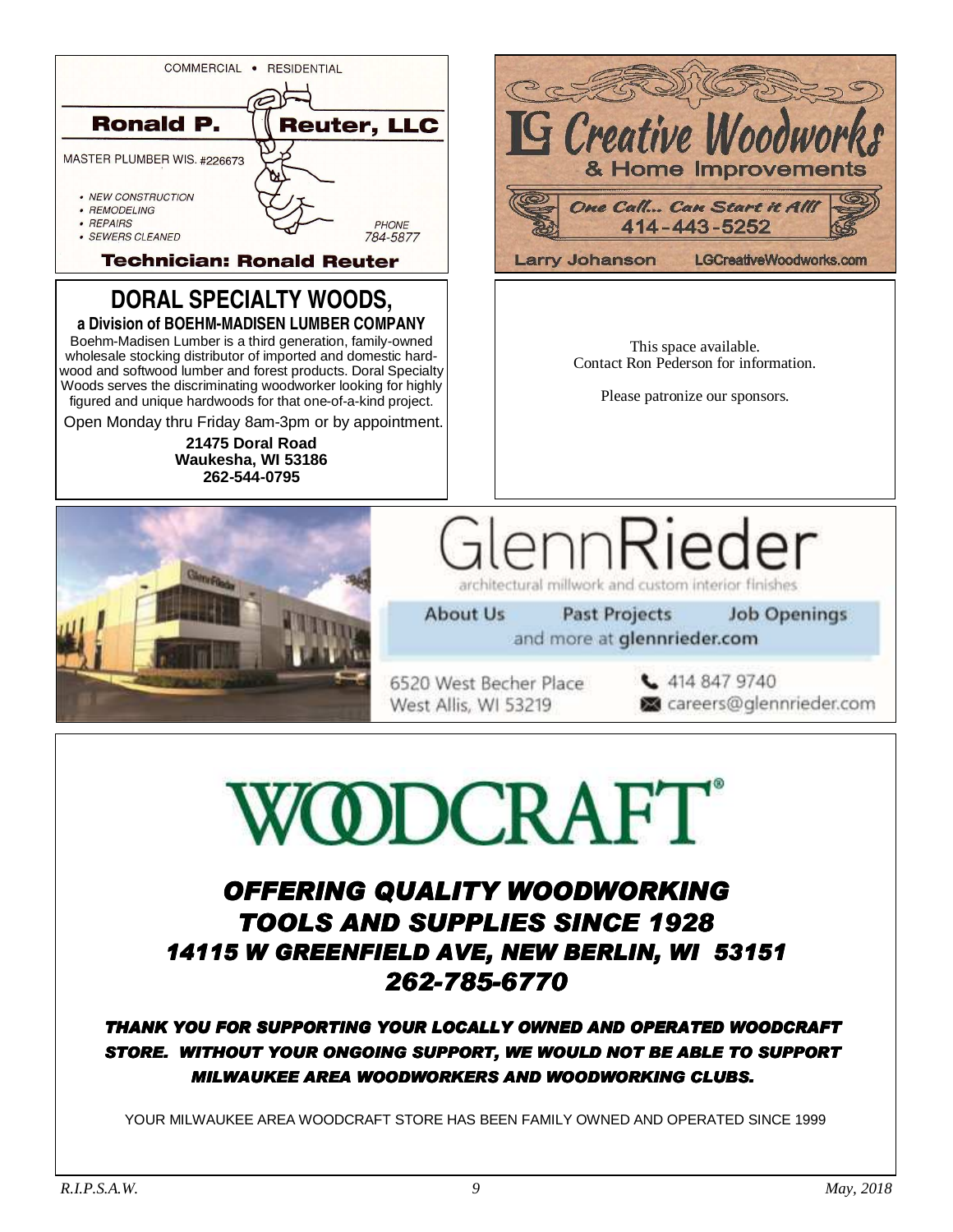COMMERCIAL • RESIDENTIAL

**Ronald P. Reuter, LLC**

MASTER PLUMBER WIS. #226673

- NEW CONSTRUCTION
- REMODELING
- REPAIRS
- SEWERS CLEANED

PHONE 784-5877

**Technician: Ronald Reuter**

**LG Creative Woodworks**

**& Home Improvements**

*One Call... Can Start it All!*

414-443-5252

Larry Johanson LGCreativeWoodworks.com

## DORAL SPECIALTY WOODS,

**a Division of BOEHM-MADISEN LUMBER COMPANY**

Boehm-Madisen Lumber is a third generation, family-owned wholesale stocking distributor of imported and domestic hardwood and softwood lumber and forest products. Doral Specialty Woods serves the discriminating woodworker looking for highly figured and unique hardwoods for that one-of-a-kind project.

Open Monday thru Friday 8am-3pm or by appointment.

**21475 Doral Road**
**Waukesha, WI 53186**
**262-544-0795**

This space available.
Contact Ron Pederson for information.

Please patronize our sponsors.

# GlennRieder

architectural millwork and custom interior finishes

About Us Past Projects Job Openings
and more at **glennrieder.com**

6520 West Becher Place
West Allis, WI 53219

414 847 9740
careers@glennrieder.com

# WOODCRAFT®

***OFFERING QUALITY WOODWORKING TOOLS AND SUPPLIES SINCE 1928***
***14115 W GREENFIELD AVE, NEW BERLIN, WI 53151***
***262-785-6770***

***THANK YOU FOR SUPPORTING YOUR LOCALLY OWNED AND OPERATED WOODCRAFT STORE. WITHOUT YOUR ONGOING SUPPORT, WE WOULD NOT BE ABLE TO SUPPORT MILWAUKEE AREA WOODWORKERS AND WOODWORKING CLUBS.***

YOUR MILWAUKEE AREA WOODCRAFT STORE HAS BEEN FAMILY OWNED AND OPERATED SINCE 1999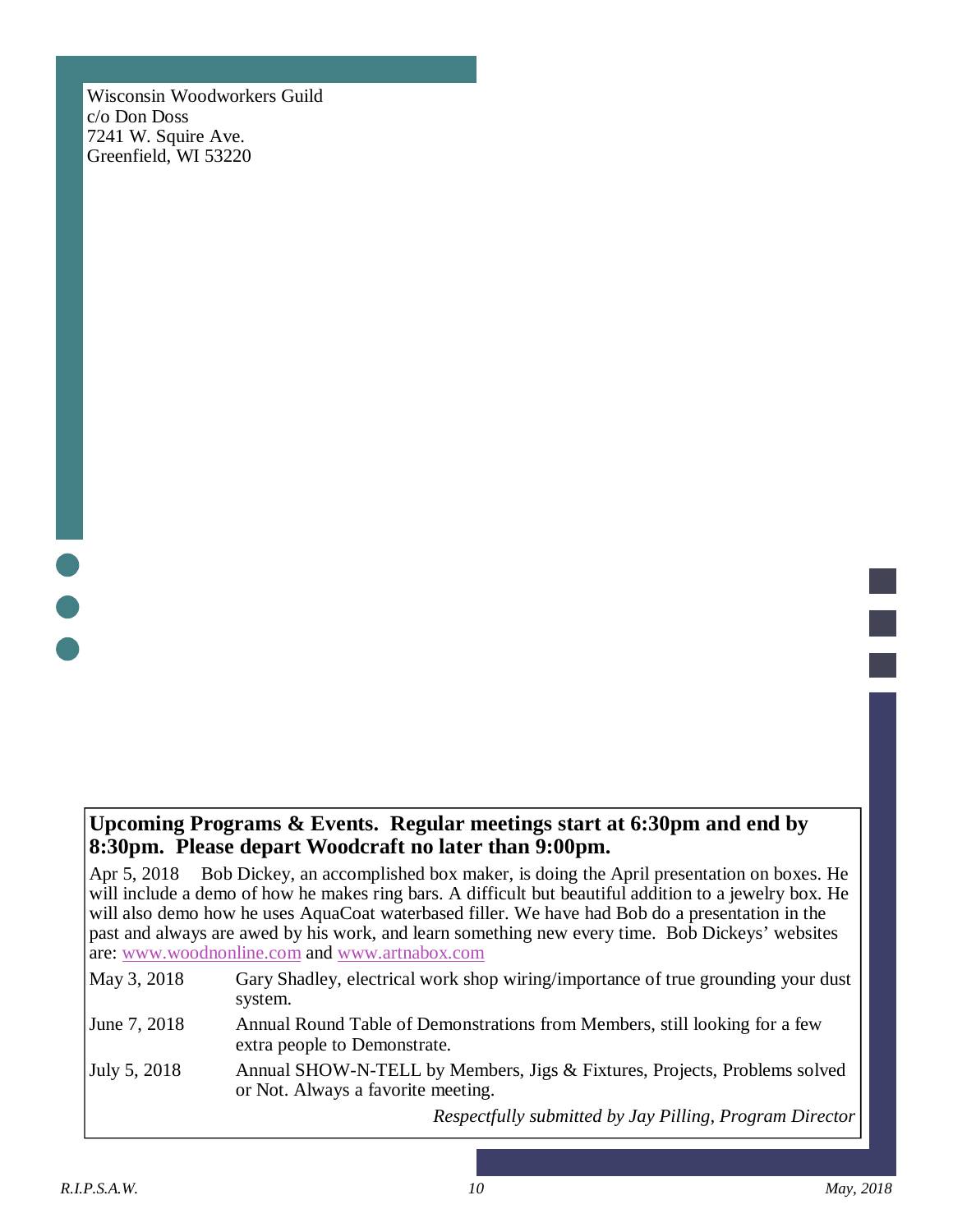Wisconsin Woodworkers Guild
c/o Don Doss
7241 W. Squire Ave.
Greenfield, WI 53220

**Upcoming Programs & Events. Regular meetings start at 6:30pm and end by 8:30pm. Please depart Woodcraft no later than 9:00pm.**

Apr 5, 2018 Bob Dickey, an accomplished box maker, is doing the April presentation on boxes. He will include a demo of how he makes ring bars. A difficult but beautiful addition to a jewelry box. He will also demo how he uses AquaCoat waterbased filler. We have had Bob do a presentation in the past and always are awed by his work, and learn something new every time. Bob Dickeys' websites are: www.woodnonline.com and www.artnabox.com

| | |
|---|---|
| May 3, 2018 | Gary Shadley, electrical work shop wiring/importance of true grounding your dust system. |
| June 7, 2018 | Annual Round Table of Demonstrations from Members, still looking for a few extra people to Demonstrate. |
| July 5, 2018 | Annual SHOW-N-TELL by Members, Jigs & Fixtures, Projects, Problems solved or Not. Always a favorite meeting. |

*Respectfully submitted by Jay Pilling, Program Director*